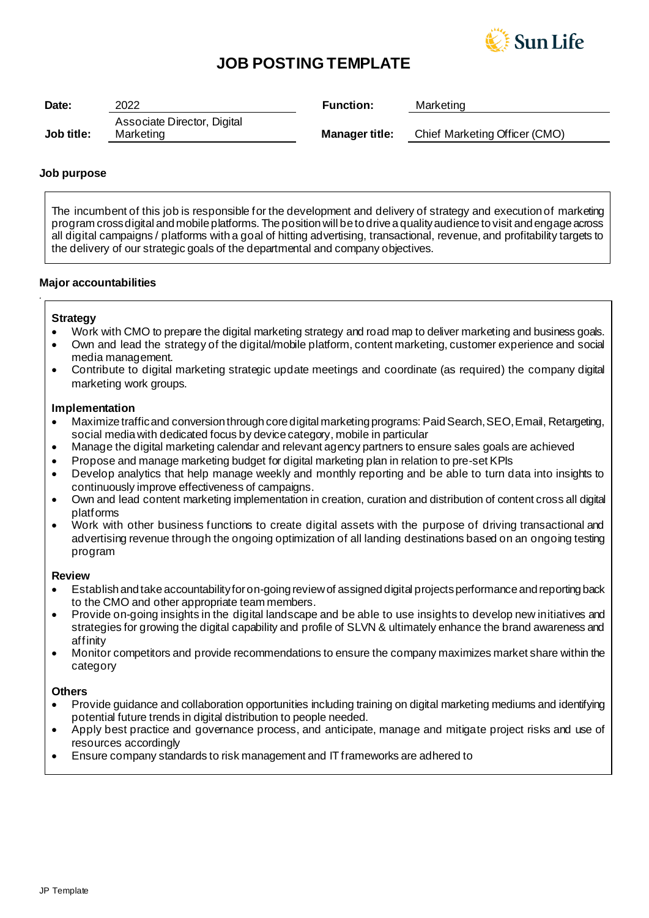# JOB POSTING TEMPLATE

| **Date:** | 2022 | **Function:** | Marketing |
|---|---|---|---|
| **Job title:** | Associate Director, Digital Marketing | **Manager title:** | Chief Marketing Officer (CMO) |

**Job purpose**

The incumbent of this job is responsible for the development and delivery of strategy and execution of marketing program cross digital and mobile platforms. The position will be to drive a quality audience to visit and engage across all digital campaigns / platforms with a goal of hitting advertising, transactional, revenue, and profitability targets to the delivery of our strategic goals of the departmental and company objectives.

**Major accountabilities**

**Strategy**

- Work with CMO to prepare the digital marketing strategy and road map to deliver marketing and business goals.
- Own and lead the strategy of the digital/mobile platform, content marketing, customer experience and social media management.
- Contribute to digital marketing strategic update meetings and coordinate (as required) the company digital marketing work groups.

**Implementation**

- Maximize traffic and conversion through core digital marketing programs: Paid Search, SEO, Email, Retargeting, social media with dedicated focus by device category, mobile in particular
- Manage the digital marketing calendar and relevant agency partners to ensure sales goals are achieved
- Propose and manage marketing budget for digital marketing plan in relation to pre-set KPIs
- Develop analytics that help manage weekly and monthly reporting and be able to turn data into insights to continuously improve effectiveness of campaigns.
- Own and lead content marketing implementation in creation, curation and distribution of content cross all digital platforms
- Work with other business functions to create digital assets with the purpose of driving transactional and advertising revenue through the ongoing optimization of all landing destinations based on an ongoing testing program

**Review**

- Establish and take accountability for on-going review of assigned digital projects performance and reporting back to the CMO and other appropriate team members.
- Provide on-going insights in the digital landscape and be able to use insights to develop new initiatives and strategies for growing the digital capability and profile of SLVN & ultimately enhance the brand awareness and affinity
- Monitor competitors and provide recommendations to ensure the company maximizes market share within the category

**Others**

- Provide guidance and collaboration opportunities including training on digital marketing mediums and identifying potential future trends in digital distribution to people needed.
- Apply best practice and governance process, and anticipate, manage and mitigate project risks and use of resources accordingly
- Ensure company standards to risk management and IT frameworks are adhered to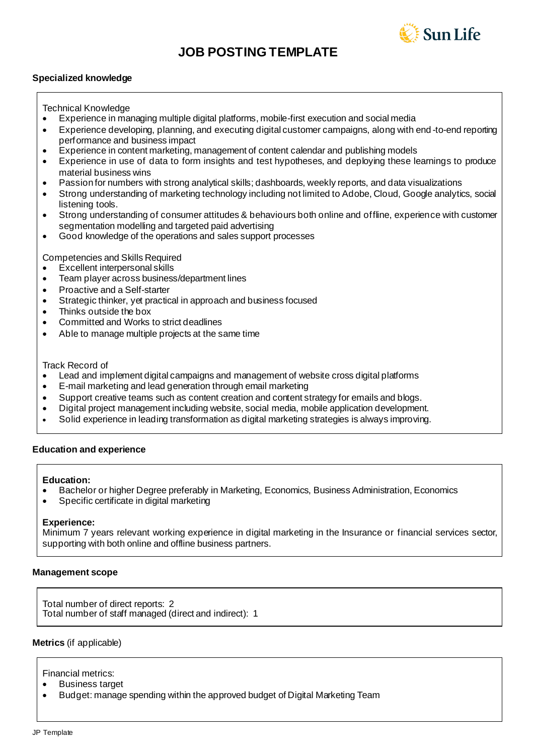# JOB POSTING TEMPLATE

### Specialized knowledge

Technical Knowledge

- Experience in managing multiple digital platforms, mobile-first execution and social media
- Experience developing, planning, and executing digital customer campaigns, along with end-to-end reporting performance and business impact
- Experience in content marketing, management of content calendar and publishing models
- Experience in use of data to form insights and test hypotheses, and deploying these learnings to produce material business wins
- Passion for numbers with strong analytical skills; dashboards, weekly reports, and data visualizations
- Strong understanding of marketing technology including not limited to Adobe, Cloud, Google analytics, social listening tools.
- Strong understanding of consumer attitudes & behaviours both online and offline, experience with customer segmentation modelling and targeted paid advertising
- Good knowledge of the operations and sales support processes

Competencies and Skills Required

- Excellent interpersonal skills
- Team player across business/department lines
- Proactive and a Self-starter
- Strategic thinker, yet practical in approach and business focused
- Thinks outside the box
- Committed and Works to strict deadlines
- Able to manage multiple projects at the same time

Track Record of

- Lead and implement digital campaigns and management of website cross digital platforms
- E-mail marketing and lead generation through email marketing
- Support creative teams such as content creation and content strategy for emails and blogs.
- Digital project management including website, social media, mobile application development.
- Solid experience in leading transformation as digital marketing strategies is always improving.

### Education and experience

**Education:**

- Bachelor or higher Degree preferably in Marketing, Economics, Business Administration, Economics
- Specific certificate in digital marketing

**Experience:**
Minimum 7 years relevant working experience in digital marketing in the Insurance or financial services sector, supporting with both online and offline business partners.

### Management scope

Total number of direct reports: 2
Total number of staff managed (direct and indirect): 1

### Metrics (if applicable)

Financial metrics:

- Business target
- Budget: manage spending within the approved budget of Digital Marketing Team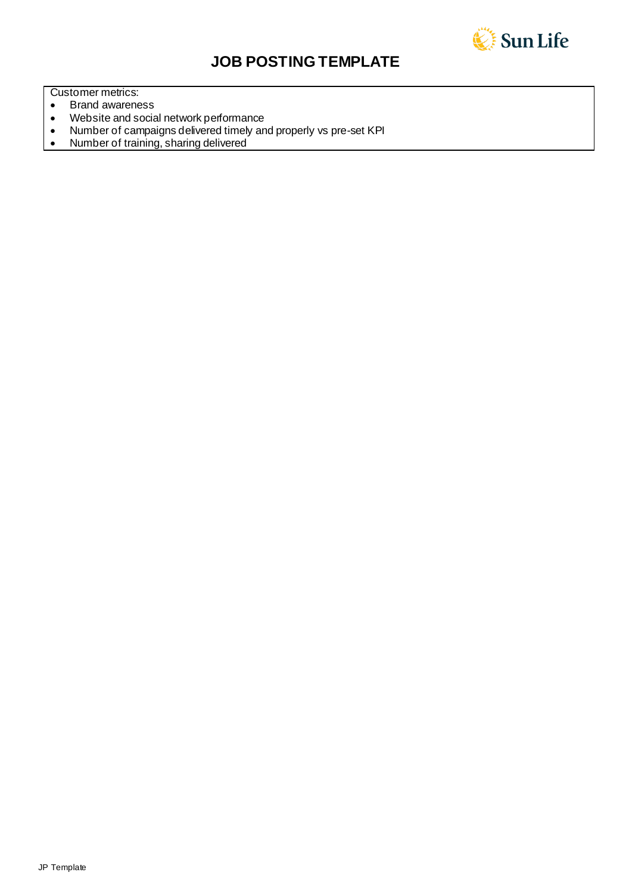Customer metrics:

- Brand awareness
- Website and social network performance
- Number of campaigns delivered timely and properly vs pre-set KPI
- Number of training, sharing delivered